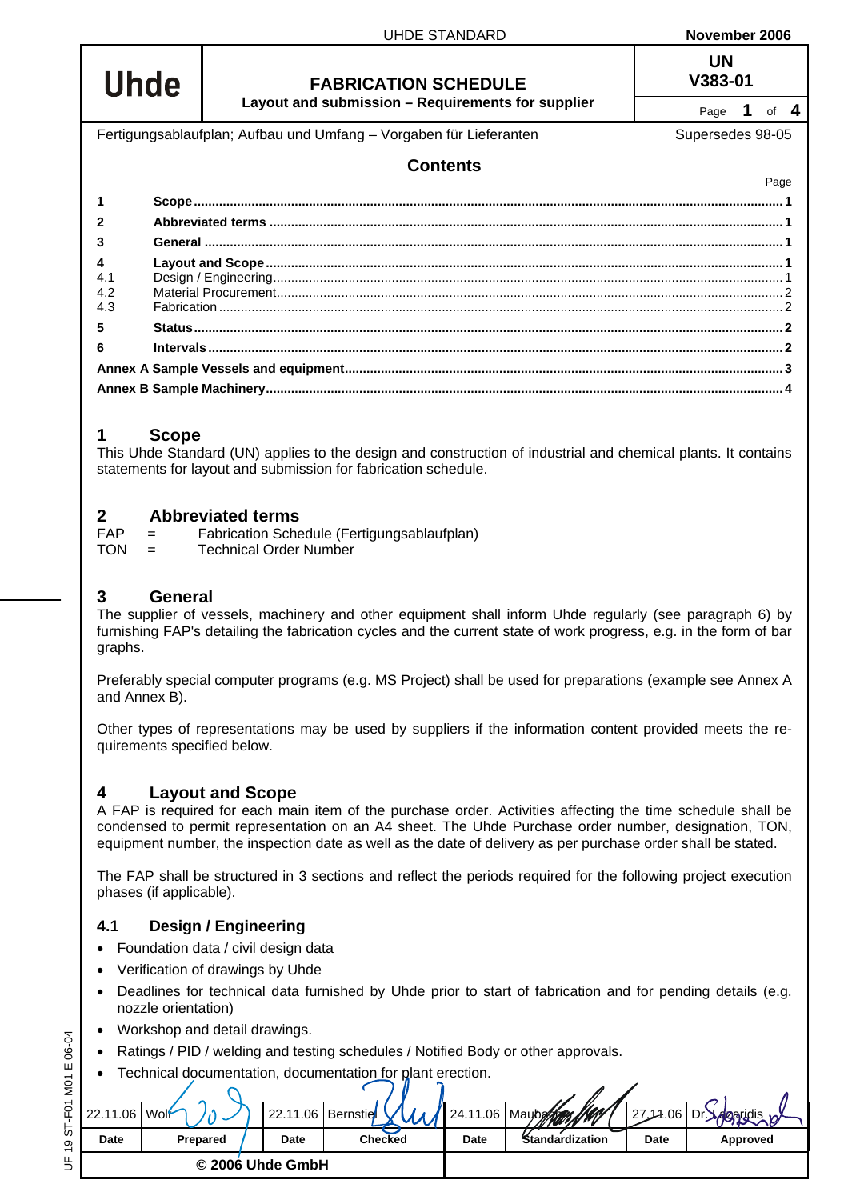| Uhde | FABRICATION SCHEDULE<br>Layout and submission – Requirements for supplier | UN<br>V383-01 |
|---|---|---|

Fertigungsablaufplan; Aufbau und Umfang – Vorgaben für Lieferanten — Supersedes 98-05

## Contents

| | | Page |
|---|---|---|
| 1 | **Scope** | 1 |
| 2 | **Abbreviated terms** | 1 |
| 3 | **General** | 1 |
| 4 | **Layout and Scope** | 1 |
| 4.1 | Design / Engineering | 1 |
| 4.2 | Material Procurement | 2 |
| 4.3 | Fabrication | 2 |
| 5 | **Status** | 2 |
| 6 | **Intervals** | 2 |
| | **Annex A Sample Vessels and equipment** | 3 |
| | **Annex B Sample Machinery** | 4 |

## 1 Scope

This Uhde Standard (UN) applies to the design and construction of industrial and chemical plants. It contains statements for layout and submission for fabrication schedule.

## 2 Abbreviated terms

FAP = Fabrication Schedule (Fertigungsablaufplan)
TON = Technical Order Number

## 3 General

The supplier of vessels, machinery and other equipment shall inform Uhde regularly (see paragraph 6) by furnishing FAP's detailing the fabrication cycles and the current state of work progress, e.g. in the form of bar graphs.

Preferably special computer programs (e.g. MS Project) shall be used for preparations (example see Annex A and Annex B).

Other types of representations may be used by suppliers if the information content provided meets the requirements specified below.

## 4 Layout and Scope

A FAP is required for each main item of the purchase order. Activities affecting the time schedule shall be condensed to permit representation on an A4 sheet. The Uhde Purchase order number, designation, TON, equipment number, the inspection date as well as the date of delivery as per purchase order shall be stated.

The FAP shall be structured in 3 sections and reflect the periods required for the following project execution phases (if applicable).

### 4.1 Design / Engineering

- Foundation data / civil design data
- Verification of drawings by Uhde
- Deadlines for technical data furnished by Uhde prior to start of fabrication and for pending details (e.g. nozzle orientation)
- Workshop and detail drawings.
- Ratings / PID / welding and testing schedules / Notified Body or other approvals.
- Technical documentation, documentation for plant erection.

| Date | Prepared | Date | Checked | Date | Standardization | Date | Approved |
|---|---|---|---|---|---|---|---|
| 22.11.06 | Wolf | 22.11.06 | Bernstiel | 24.11.06 | Maubach | 27.11.06 | Dr. Lazaridis |

© 2006 Uhde GmbH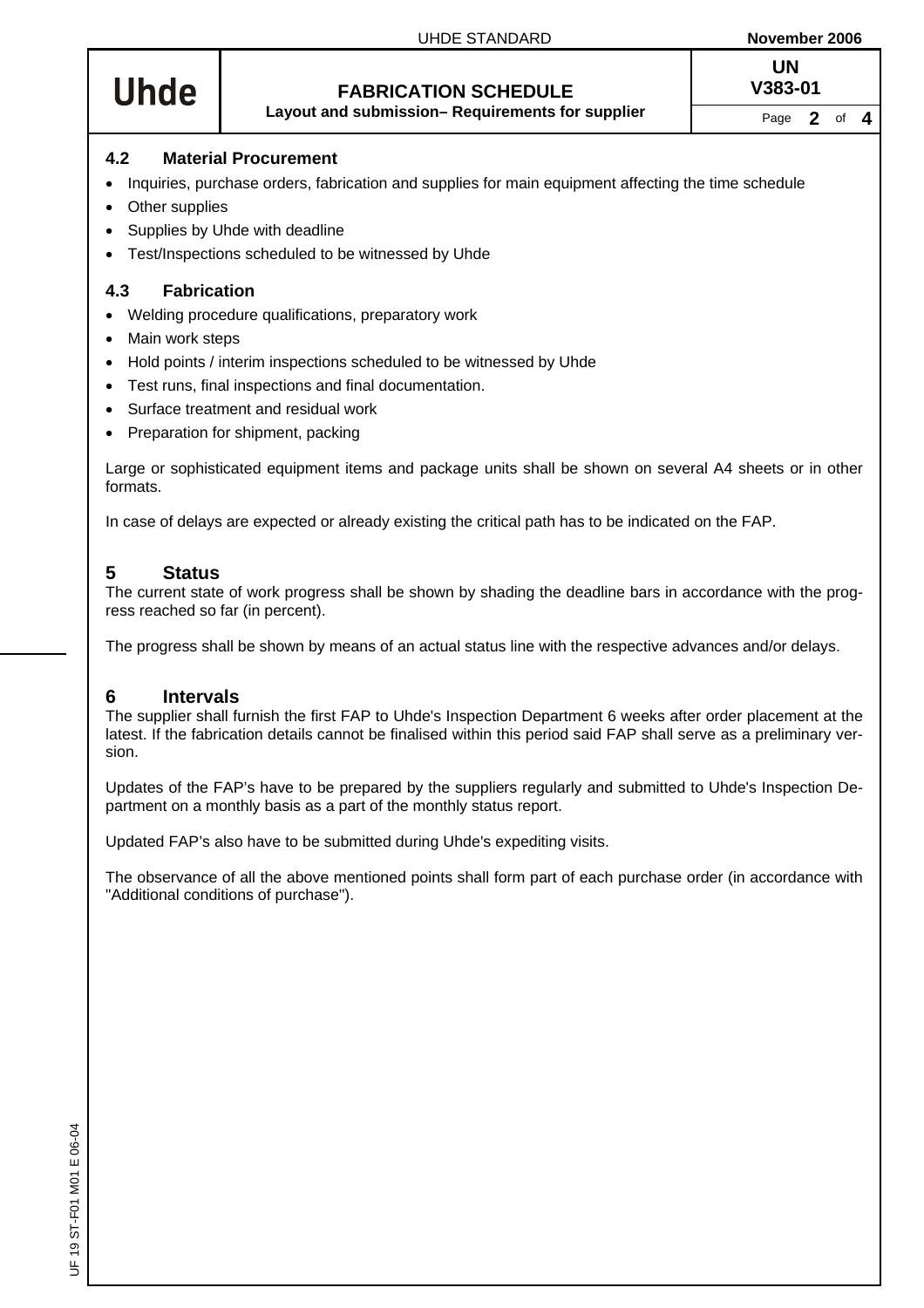### 4.2 Material Procurement

- Inquiries, purchase orders, fabrication and supplies for main equipment affecting the time schedule
- Other supplies
- Supplies by Uhde with deadline
- Test/Inspections scheduled to be witnessed by Uhde

### 4.3 Fabrication

- Welding procedure qualifications, preparatory work
- Main work steps
- Hold points / interim inspections scheduled to be witnessed by Uhde
- Test runs, final inspections and final documentation.
- Surface treatment and residual work
- Preparation for shipment, packing

Large or sophisticated equipment items and package units shall be shown on several A4 sheets or in other formats.

In case of delays are expected or already existing the critical path has to be indicated on the FAP.

## 5 Status

The current state of work progress shall be shown by shading the deadline bars in accordance with the progress reached so far (in percent).

The progress shall be shown by means of an actual status line with the respective advances and/or delays.

## 6 Intervals

The supplier shall furnish the first FAP to Uhde's Inspection Department 6 weeks after order placement at the latest. If the fabrication details cannot be finalised within this period said FAP shall serve as a preliminary version.

Updates of the FAP's have to be prepared by the suppliers regularly and submitted to Uhde's Inspection Department on a monthly basis as a part of the monthly status report.

Updated FAP's also have to be submitted during Uhde's expediting visits.

The observance of all the above mentioned points shall form part of each purchase order (in accordance with "Additional conditions of purchase").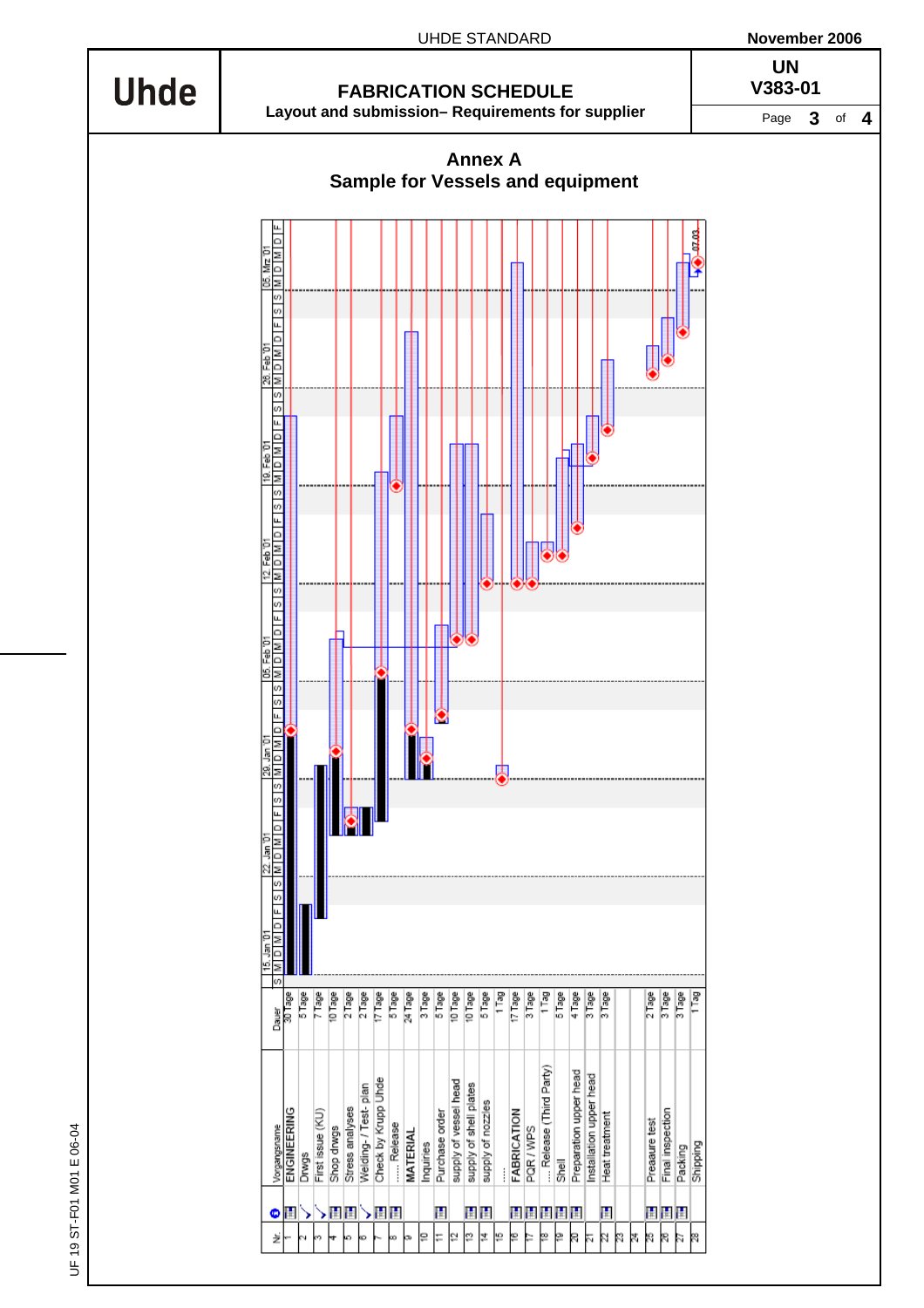# Annex A
## Sample for Vessels and equipment

| Nr. | Vorgangsname | Dauer |
|---|---|---|
| 1 | ENGINEERING | 30 Tage |
| 2 | Drwgs | 5 Tage |
| 3 | First issue (KU) | 7 Tage |
| 4 | Shop drwgs | 10 Tage |
| 5 | Stress analyses | 2 Tage |
| 6 | Welding-/ Test- plan | 2 Tage |
| 7 | Check by Krupp Uhde | 17 Tage |
| 8 | ..... Release | 5 Tage |
| 9 | MATERIAL | 24 Tage |
| 10 | Inquiries | 3 Tage |
| 11 | Purchase order | 5 Tage |
| 12 | supply of vessel head | 10 Tage |
| 13 | supply of shell plates | 10 Tage |
| 14 | supply of nozzles | 5 Tage |
| 15 | ..... | 1 Tag |
| 16 | FABRICATION | 17 Tage |
| 17 | PQR / WPS | 3 Tage |
| 18 | ..... Release (Third Party) | 1 Tag |
| 19 | Shell | 5 Tage |
| 20 | Preparation upper head | 4 Tage |
| 21 | Installation upper head | 3 Tage |
| 22 | Heat treatment | 3 Tage |
| 23 | | |
| 24 | | |
| 25 | Preaaure test | 2 Tage |
| 26 | Final inspection | 3 Tage |
| 27 | Packing | 3 Tage |
| 28 | Shipping | 1 Tag |

Timeline: 15. Jan '01 | 22. Jan '01 | 29. Jan '01 | 05. Feb '01 | 12. Feb '01 | 19. Feb '01 | 26. Feb '01 | 05. Mrz '01 (S M D M D F S) — Shipping milestone: 07.03

UF 19 ST-F01 M01 E 06-04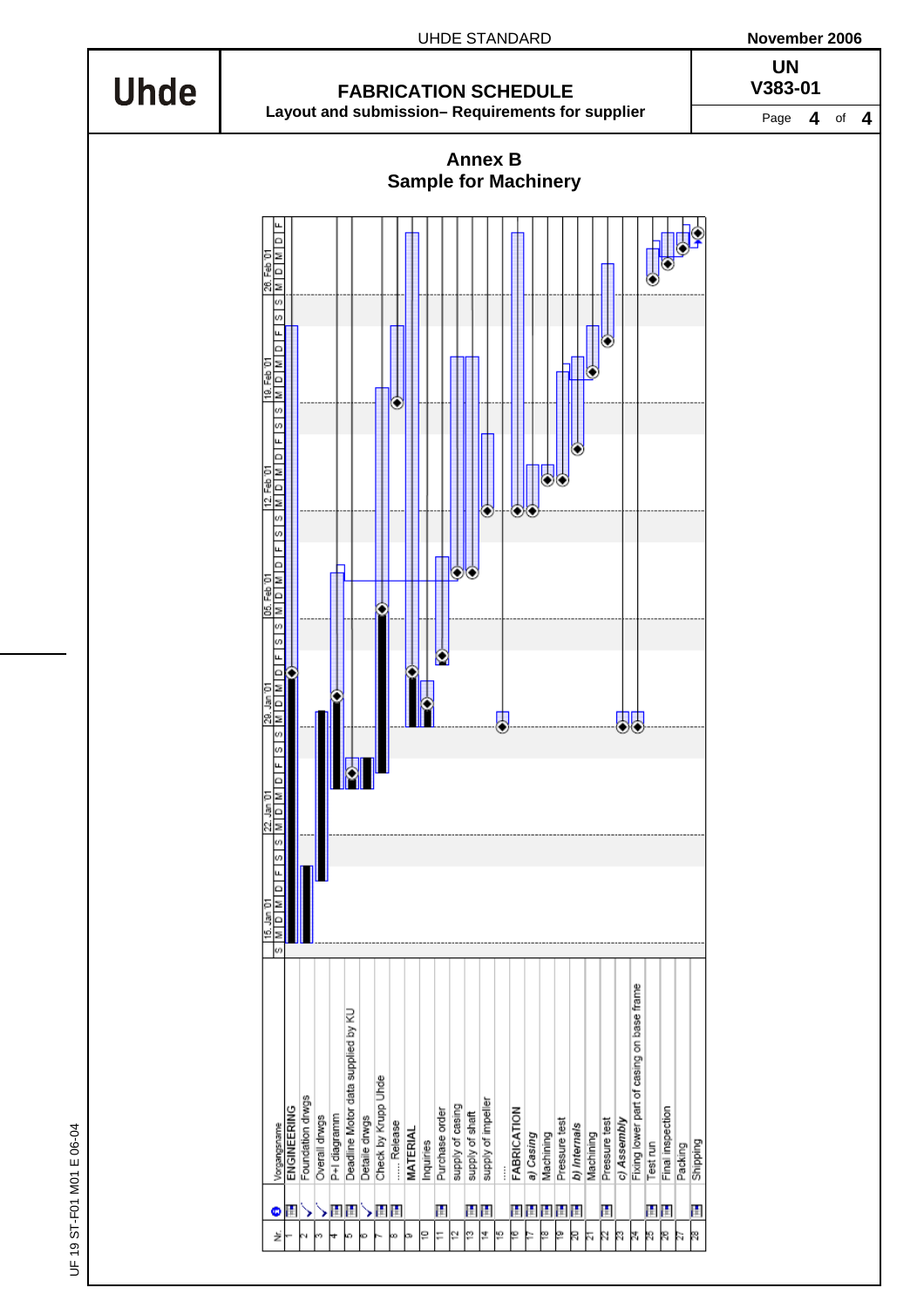UHDE STANDARD

November 2006

# Uhde

## FABRICATION SCHEDULE

**Layout and submission– Requirements for supplier**

**UN V383-01**

# Annex B
# Sample for Machinery

Nr.
Vorgangsname
15. Jan '01
22. Jan '01
29. Jan '01
05. Feb '01
12. Feb '01
19. Feb '01
26. Feb '01
S M D M D F S

1 ENGINEERING
2 Foundation drwgs
3 Overall drwgs
4 P+I diagramm
5 Deadline Motor data supplied by KU
6 Detaile drwgs
7 Check by Krupp Uhde
8 ...... Release
9 MATERIAL
10 Inquiries
11 Purchase order
12 supply of casing
13 supply of shaft
14 supply of impeller
15 .....
16 FABRICATION
17 a) Casing
18 Machining
19 Pressure test
20 b) Internals
21 Machining
22 Pressure test
23 c) Assembly
24 Fixing lower part of casing on base frame
25 Test run
26 Final inspection
27 Packing
28 Shipping

UF 19 ST-F01 M01 E 06-04